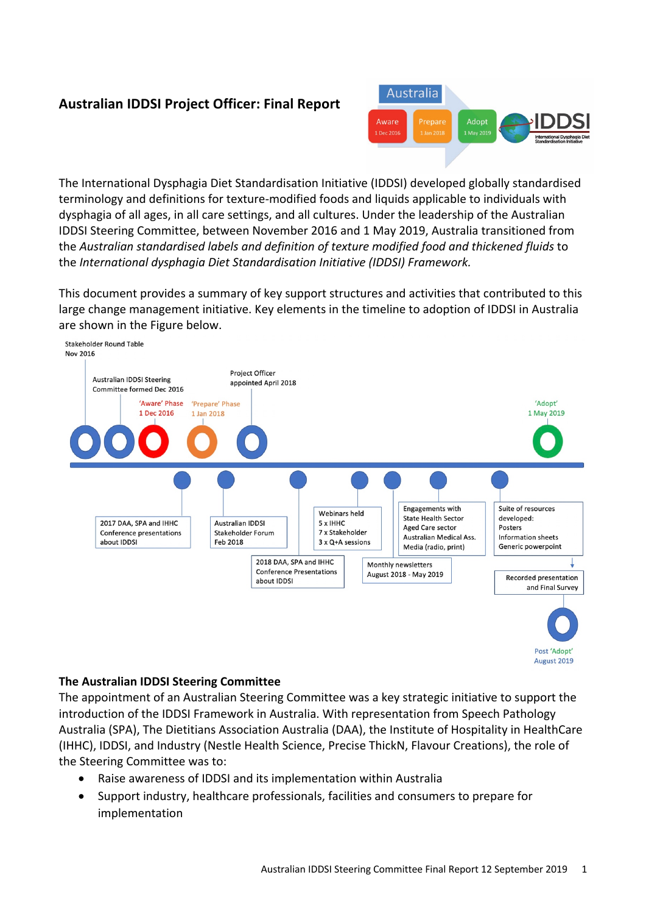# Australian IDDSI Project Officer: Final Report

Australia

Aware 1 Dec 2016 | Prepare 1 Jan 2018 | Adopt 1 May 2019

IDDSI International Dysphagia Diet Standardisation Initiative

The International Dysphagia Diet Standardisation Initiative (IDDSI) developed globally standardised terminology and definitions for texture-modified foods and liquids applicable to individuals with dysphagia of all ages, in all care settings, and all cultures. Under the leadership of the Australian IDDSI Steering Committee, between November 2016 and 1 May 2019, Australia transitioned from the *Australian standardised labels and definition of texture modified food and thickened fluids* to the *International dysphagia Diet Standardisation Initiative (IDDSI) Framework.*

This document provides a summary of key support structures and activities that contributed to this large change management initiative. Key elements in the timeline to adoption of IDDSI in Australia are shown in the Figure below.

- Stakeholder Round Table Nov 2016
- Australian IDDSI Steering Committee formed Dec 2016
- 'Aware' Phase 1 Dec 2016
- 'Prepare' Phase 1 Jan 2018
- Project Officer appointed April 2018
- 'Adopt' 1 May 2019
- 2017 DAA, SPA and IHHC Conference presentations about IDDSI
- Australian IDDSI Stakeholder Forum Feb 2018
- 2018 DAA, SPA and IHHC Conference Presentations about IDDSI
- Webinars held: 5 x IHHC, 7 x Stakeholder, 3 x Q+A sessions
- Monthly newsletters August 2018 - May 2019
- Engagements with State Health Sector, Aged Care sector, Australian Medical Ass., Media (radio, print)
- Suite of resources developed: Posters, Information sheets, Generic powerpoint
- Recorded presentation and Final Survey
- Post 'Adopt' August 2019

## The Australian IDDSI Steering Committee

The appointment of an Australian Steering Committee was a key strategic initiative to support the introduction of the IDDSI Framework in Australia. With representation from Speech Pathology Australia (SPA), The Dietitians Association Australia (DAA), the Institute of Hospitality in HealthCare (IHHC), IDDSI, and Industry (Nestle Health Science, Precise ThickN, Flavour Creations), the role of the Steering Committee was to:

- Raise awareness of IDDSI and its implementation within Australia
- Support industry, healthcare professionals, facilities and consumers to prepare for implementation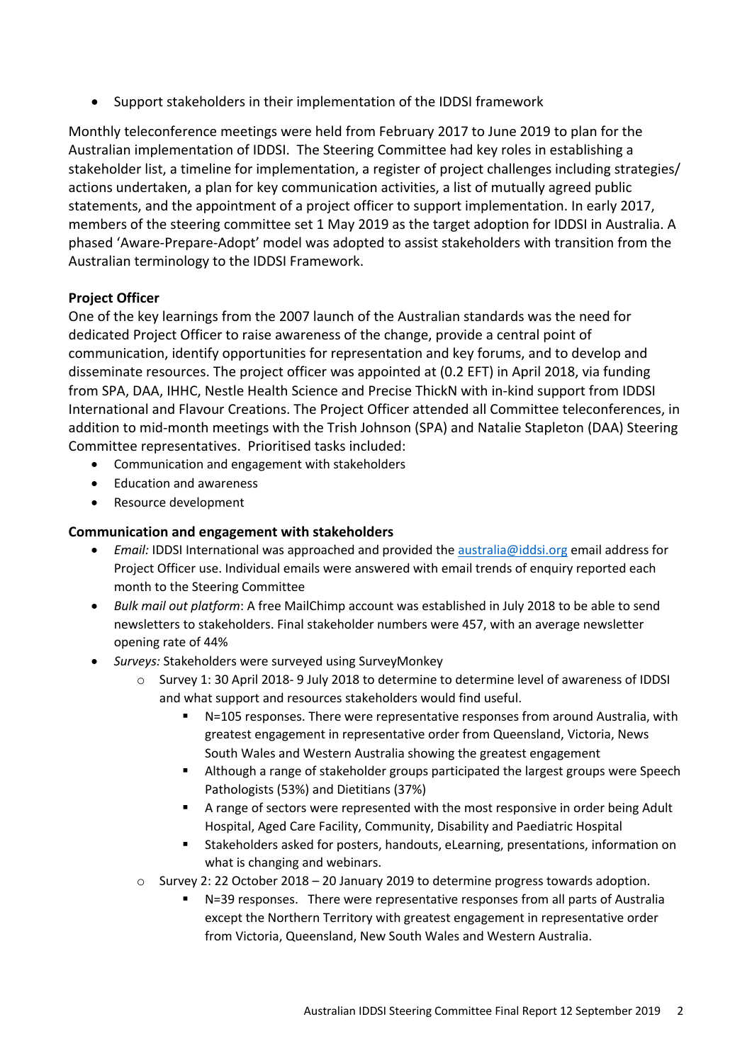- Support stakeholders in their implementation of the IDDSI framework

Monthly teleconference meetings were held from February 2017 to June 2019 to plan for the Australian implementation of IDDSI. The Steering Committee had key roles in establishing a stakeholder list, a timeline for implementation, a register of project challenges including strategies/ actions undertaken, a plan for key communication activities, a list of mutually agreed public statements, and the appointment of a project officer to support implementation. In early 2017, members of the steering committee set 1 May 2019 as the target adoption for IDDSI in Australia. A phased 'Aware-Prepare-Adopt' model was adopted to assist stakeholders with transition from the Australian terminology to the IDDSI Framework.

**Project Officer**

One of the key learnings from the 2007 launch of the Australian standards was the need for dedicated Project Officer to raise awareness of the change, provide a central point of communication, identify opportunities for representation and key forums, and to develop and disseminate resources. The project officer was appointed at (0.2 EFT) in April 2018, via funding from SPA, DAA, IHHC, Nestle Health Science and Precise ThickN with in-kind support from IDDSI International and Flavour Creations. The Project Officer attended all Committee teleconferences, in addition to mid-month meetings with the Trish Johnson (SPA) and Natalie Stapleton (DAA) Steering Committee representatives. Prioritised tasks included:

- Communication and engagement with stakeholders
- Education and awareness
- Resource development

**Communication and engagement with stakeholders**

- *Email:* IDDSI International was approached and provided the australia@iddsi.org email address for Project Officer use. Individual emails were answered with email trends of enquiry reported each month to the Steering Committee
- *Bulk mail out platform*: A free MailChimp account was established in July 2018 to be able to send newsletters to stakeholders. Final stakeholder numbers were 457, with an average newsletter opening rate of 44%
- *Surveys:* Stakeholders were surveyed using SurveyMonkey
  - Survey 1: 30 April 2018- 9 July 2018 to determine to determine level of awareness of IDDSI and what support and resources stakeholders would find useful.
    - N=105 responses. There were representative responses from around Australia, with greatest engagement in representative order from Queensland, Victoria, News South Wales and Western Australia showing the greatest engagement
    - Although a range of stakeholder groups participated the largest groups were Speech Pathologists (53%) and Dietitians (37%)
    - A range of sectors were represented with the most responsive in order being Adult Hospital, Aged Care Facility, Community, Disability and Paediatric Hospital
    - Stakeholders asked for posters, handouts, eLearning, presentations, information on what is changing and webinars.
  - Survey 2: 22 October 2018 – 20 January 2019 to determine progress towards adoption.
    - N=39 responses. There were representative responses from all parts of Australia except the Northern Territory with greatest engagement in representative order from Victoria, Queensland, New South Wales and Western Australia.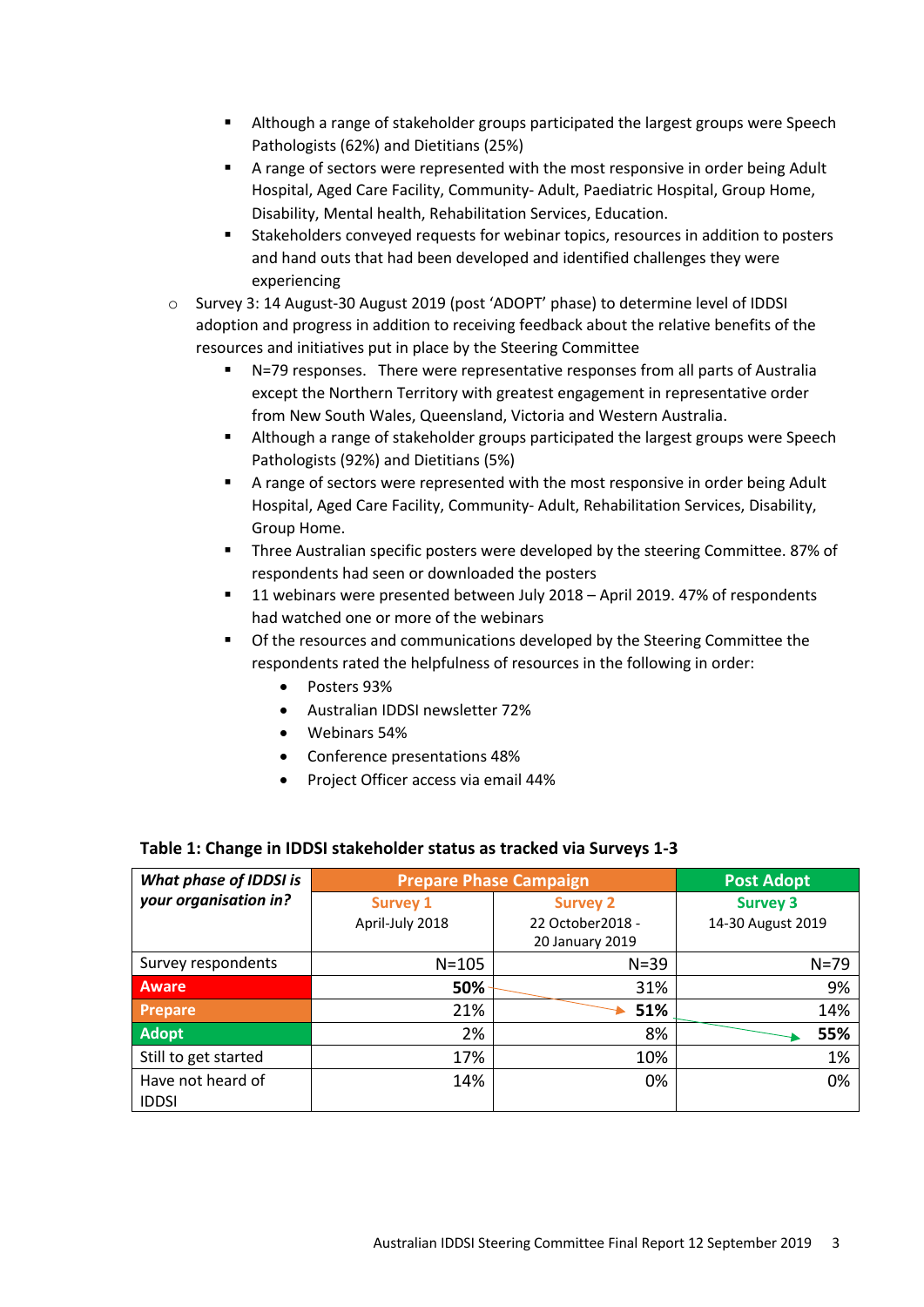- Although a range of stakeholder groups participated the largest groups were Speech Pathologists (62%) and Dietitians (25%)
    - A range of sectors were represented with the most responsive in order being Adult Hospital, Aged Care Facility, Community- Adult, Paediatric Hospital, Group Home, Disability, Mental health, Rehabilitation Services, Education.
    - Stakeholders conveyed requests for webinar topics, resources in addition to posters and hand outs that had been developed and identified challenges they were experiencing
- Survey 3: 14 August-30 August 2019 (post 'ADOPT' phase) to determine level of IDDSI adoption and progress in addition to receiving feedback about the relative benefits of the resources and initiatives put in place by the Steering Committee
    - N=79 responses. There were representative responses from all parts of Australia except the Northern Territory with greatest engagement in representative order from New South Wales, Queensland, Victoria and Western Australia.
    - Although a range of stakeholder groups participated the largest groups were Speech Pathologists (92%) and Dietitians (5%)
    - A range of sectors were represented with the most responsive in order being Adult Hospital, Aged Care Facility, Community- Adult, Rehabilitation Services, Disability, Group Home.
    - Three Australian specific posters were developed by the steering Committee. 87% of respondents had seen or downloaded the posters
    - 11 webinars were presented between July 2018 – April 2019. 47% of respondents had watched one or more of the webinars
    - Of the resources and communications developed by the Steering Committee the respondents rated the helpfulness of resources in the following in order:
        - Posters 93%
        - Australian IDDSI newsletter 72%
        - Webinars 54%
        - Conference presentations 48%
        - Project Officer access via email 44%

**Table 1: Change in IDDSI stakeholder status as tracked via Surveys 1-3**

| ***What phase of IDDSI is your organisation in?*** | **Prepare Phase Campaign** | | **Post Adopt** |
|---|---|---|---|
| | **Survey 1** April-July 2018 | **Survey 2** 22 October2018 - 20 January 2019 | **Survey 3** 14-30 August 2019 |
| Survey respondents | N=105 | N=39 | N=79 |
| **Aware** | **50%** | 31% | 9% |
| **Prepare** | 21% | **51%** | 14% |
| **Adopt** | 2% | 8% | **55%** |
| Still to get started | 17% | 10% | 1% |
| Have not heard of IDDSI | 14% | 0% | 0% |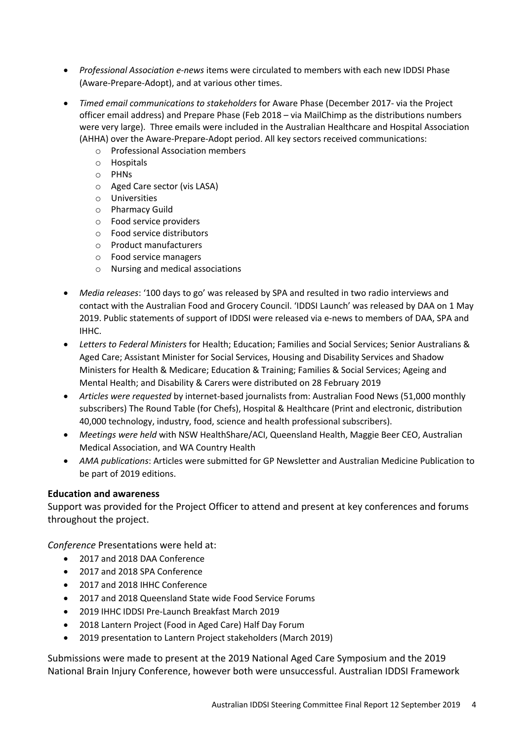- *Professional Association e-news* items were circulated to members with each new IDDSI Phase (Aware-Prepare-Adopt), and at various other times.
- *Timed email communications to stakeholders* for Aware Phase (December 2017- via the Project officer email address) and Prepare Phase (Feb 2018 – via MailChimp as the distributions numbers were very large). Three emails were included in the Australian Healthcare and Hospital Association (AHHA) over the Aware-Prepare-Adopt period. All key sectors received communications:
    - Professional Association members
    - Hospitals
    - PHNs
    - Aged Care sector (vis LASA)
    - Universities
    - Pharmacy Guild
    - Food service providers
    - Food service distributors
    - Product manufacturers
    - Food service managers
    - Nursing and medical associations
- *Media releases*: '100 days to go' was released by SPA and resulted in two radio interviews and contact with the Australian Food and Grocery Council. 'IDDSI Launch' was released by DAA on 1 May 2019. Public statements of support of IDDSI were released via e-news to members of DAA, SPA and IHHC.
- *Letters to Federal Ministers* for Health; Education; Families and Social Services; Senior Australians & Aged Care; Assistant Minister for Social Services, Housing and Disability Services and Shadow Ministers for Health & Medicare; Education & Training; Families & Social Services; Ageing and Mental Health; and Disability & Carers were distributed on 28 February 2019
- *Articles were requested* by internet-based journalists from: Australian Food News (51,000 monthly subscribers) The Round Table (for Chefs), Hospital & Healthcare (Print and electronic, distribution 40,000 technology, industry, food, science and health professional subscribers).
- *Meetings were held* with NSW HealthShare/ACI, Queensland Health, Maggie Beer CEO, Australian Medical Association, and WA Country Health
- *AMA publications*: Articles were submitted for GP Newsletter and Australian Medicine Publication to be part of 2019 editions.

**Education and awareness**

Support was provided for the Project Officer to attend and present at key conferences and forums throughout the project.

*Conference* Presentations were held at:

- 2017 and 2018 DAA Conference
- 2017 and 2018 SPA Conference
- 2017 and 2018 IHHC Conference
- 2017 and 2018 Queensland State wide Food Service Forums
- 2019 IHHC IDDSI Pre-Launch Breakfast March 2019
- 2018 Lantern Project (Food in Aged Care) Half Day Forum
- 2019 presentation to Lantern Project stakeholders (March 2019)

Submissions were made to present at the 2019 National Aged Care Symposium and the 2019 National Brain Injury Conference, however both were unsuccessful. Australian IDDSI Framework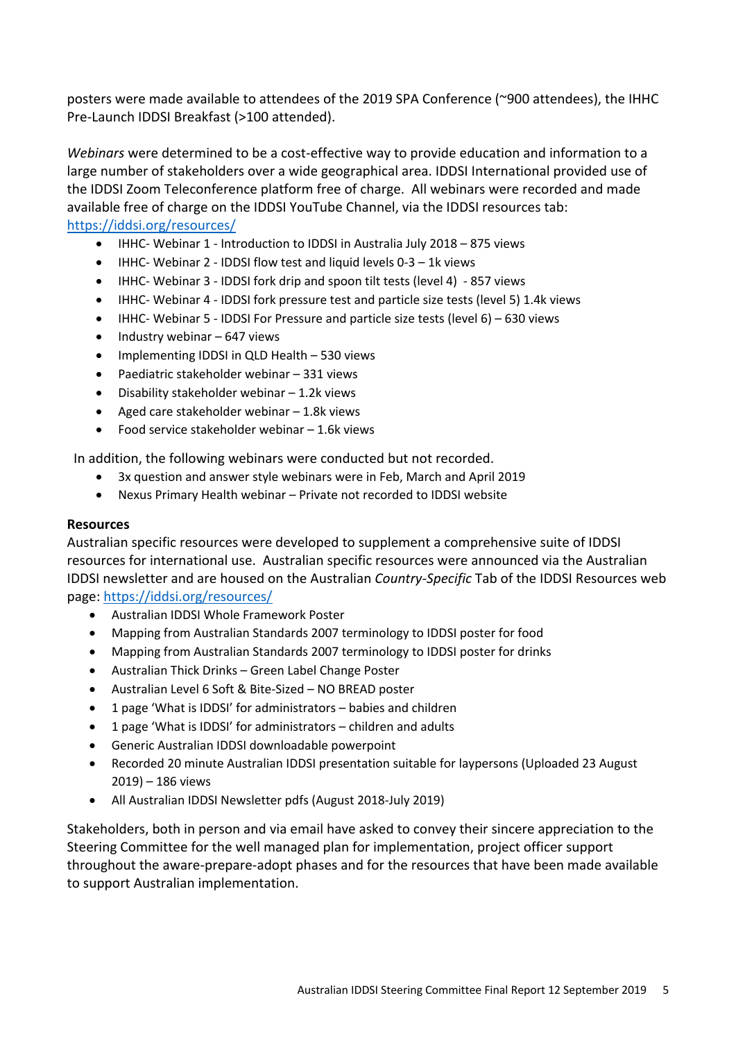posters were made available to attendees of the 2019 SPA Conference (~900 attendees), the IHHC Pre-Launch IDDSI Breakfast (>100 attended).

*Webinars* were determined to be a cost-effective way to provide education and information to a large number of stakeholders over a wide geographical area. IDDSI International provided use of the IDDSI Zoom Teleconference platform free of charge. All webinars were recorded and made available free of charge on the IDDSI YouTube Channel, via the IDDSI resources tab: https://iddsi.org/resources/

- IHHC- Webinar 1 - Introduction to IDDSI in Australia July 2018 – 875 views
- IHHC- Webinar 2 - IDDSI flow test and liquid levels 0-3 – 1k views
- IHHC- Webinar 3 - IDDSI fork drip and spoon tilt tests (level 4) - 857 views
- IHHC- Webinar 4 - IDDSI fork pressure test and particle size tests (level 5) 1.4k views
- IHHC- Webinar 5 - IDDSI For Pressure and particle size tests (level 6) – 630 views
- Industry webinar – 647 views
- Implementing IDDSI in QLD Health – 530 views
- Paediatric stakeholder webinar – 331 views
- Disability stakeholder webinar – 1.2k views
- Aged care stakeholder webinar – 1.8k views
- Food service stakeholder webinar – 1.6k views

In addition, the following webinars were conducted but not recorded.

- 3x question and answer style webinars were in Feb, March and April 2019
- Nexus Primary Health webinar – Private not recorded to IDDSI website

**Resources**

Australian specific resources were developed to supplement a comprehensive suite of IDDSI resources for international use. Australian specific resources were announced via the Australian IDDSI newsletter and are housed on the Australian *Country-Specific* Tab of the IDDSI Resources web page: https://iddsi.org/resources/

- Australian IDDSI Whole Framework Poster
- Mapping from Australian Standards 2007 terminology to IDDSI poster for food
- Mapping from Australian Standards 2007 terminology to IDDSI poster for drinks
- Australian Thick Drinks – Green Label Change Poster
- Australian Level 6 Soft & Bite-Sized – NO BREAD poster
- 1 page 'What is IDDSI' for administrators – babies and children
- 1 page 'What is IDDSI' for administrators – children and adults
- Generic Australian IDDSI downloadable powerpoint
- Recorded 20 minute Australian IDDSI presentation suitable for laypersons (Uploaded 23 August 2019) – 186 views
- All Australian IDDSI Newsletter pdfs (August 2018-July 2019)

Stakeholders, both in person and via email have asked to convey their sincere appreciation to the Steering Committee for the well managed plan for implementation, project officer support throughout the aware-prepare-adopt phases and for the resources that have been made available to support Australian implementation.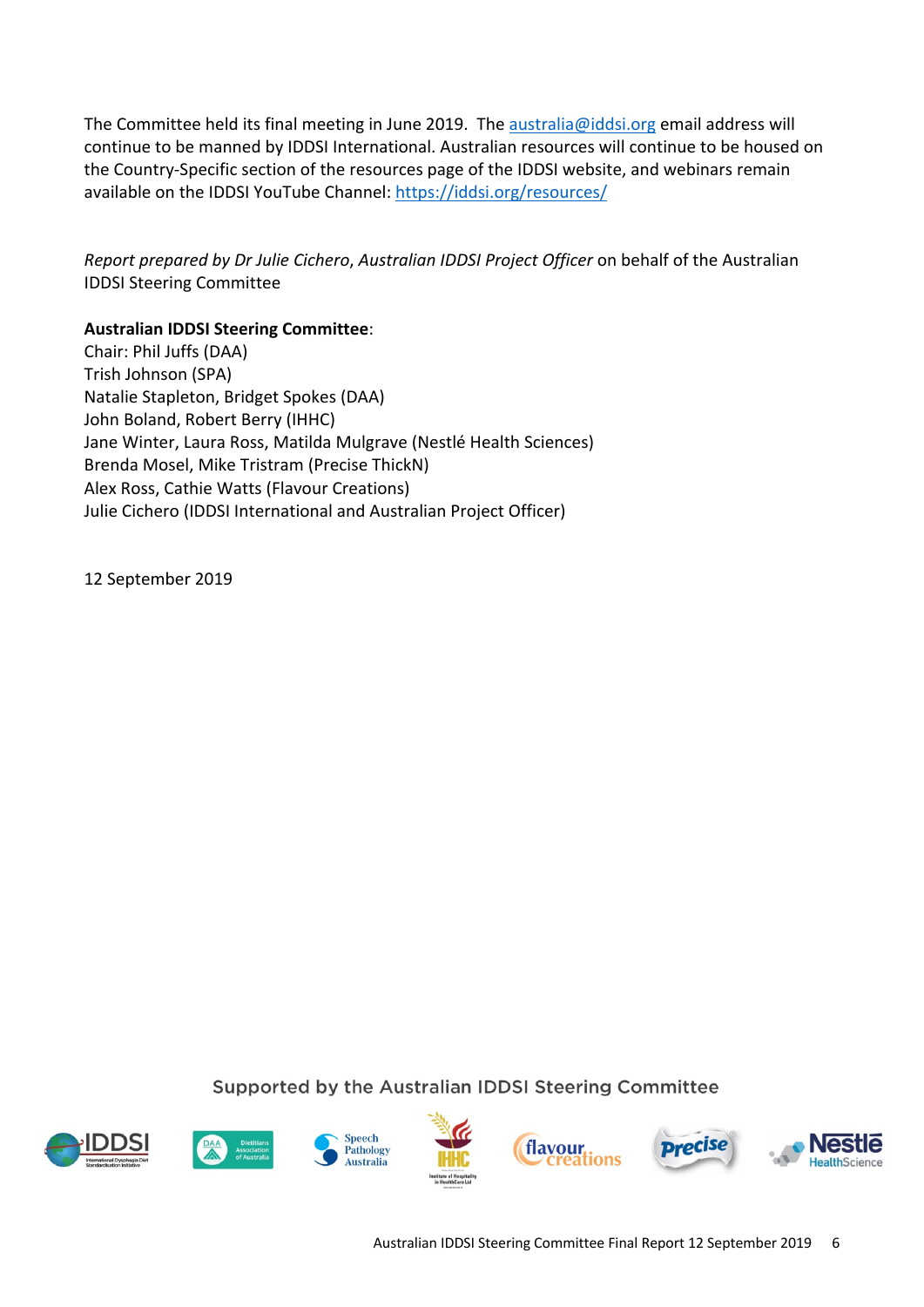The Committee held its final meeting in June 2019. The australia@iddsi.org email address will continue to be manned by IDDSI International. Australian resources will continue to be housed on the Country-Specific section of the resources page of the IDDSI website, and webinars remain available on the IDDSI YouTube Channel: https://iddsi.org/resources/

*Report prepared by Dr Julie Cichero, Australian IDDSI Project Officer* on behalf of the Australian IDDSI Steering Committee

**Australian IDDSI Steering Committee**:
Chair: Phil Juffs (DAA)
Trish Johnson (SPA)
Natalie Stapleton, Bridget Spokes (DAA)
John Boland, Robert Berry (IHHC)
Jane Winter, Laura Ross, Matilda Mulgrave (Nestlé Health Sciences)
Brenda Mosel, Mike Tristram (Precise ThickN)
Alex Ross, Cathie Watts (Flavour Creations)
Julie Cichero (IDDSI International and Australian Project Officer)

12 September 2019

Supported by the Australian IDDSI Steering Committee